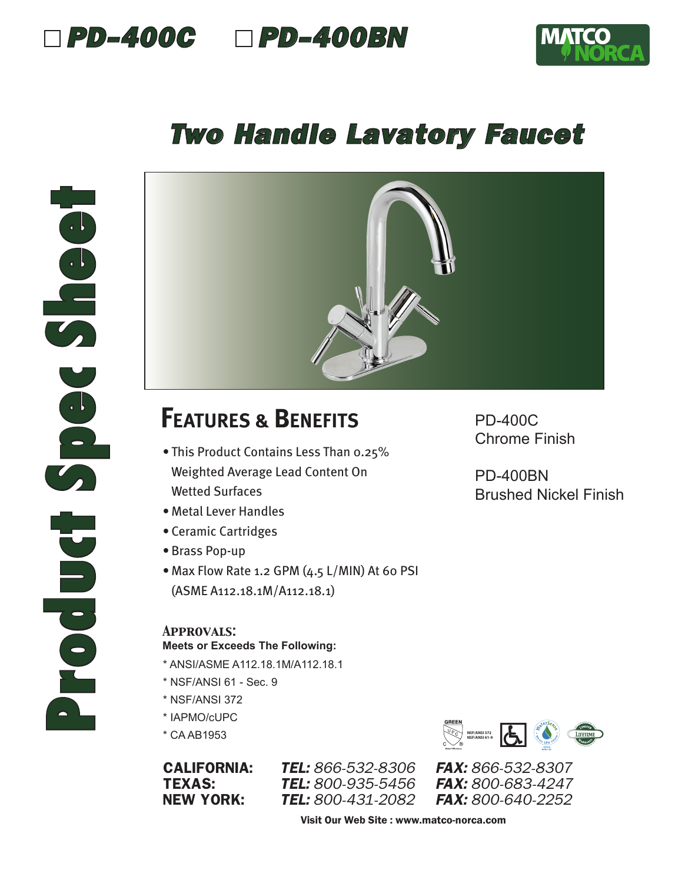☐ PD-400C ☐ PD-400BN

MATCO NORCA

# Two Handle Lavatory Faucet

Product Spec Sheet

## Features & Benefits

- This Product Contains Less Than 0.25% Weighted Average Lead Content On Wetted Surfaces
- Metal Lever Handles
- Ceramic Cartridges
- Brass Pop-up
- Max Flow Rate 1.2 GPM (4.5 L/MIN) At 60 PSI (ASME A112.18.1M/A112.18.1)

PD-400C
Chrome Finish

PD-400BN
Brushed Nickel Finish

### Approvals:

**Meets or Exceeds The Following:**

* ANSI/ASME A112.18.1M/A112.18.1
* NSF/ANSI 61 - Sec. 9
* NSF/ANSI 372
* IAPMO/cUPC
* CA AB1953

| | | |
|---|---|---|
| **CALIFORNIA:** | ***TEL:*** *866-532-8306* | ***FAX:*** *866-532-8307* |
| **TEXAS:** | ***TEL:*** *800-935-5456* | ***FAX:*** *800-683-4247* |
| **NEW YORK:** | ***TEL:*** *800-431-2082* | ***FAX:*** *800-640-2252* |

**Visit Our Web Site : www.matco-norca.com**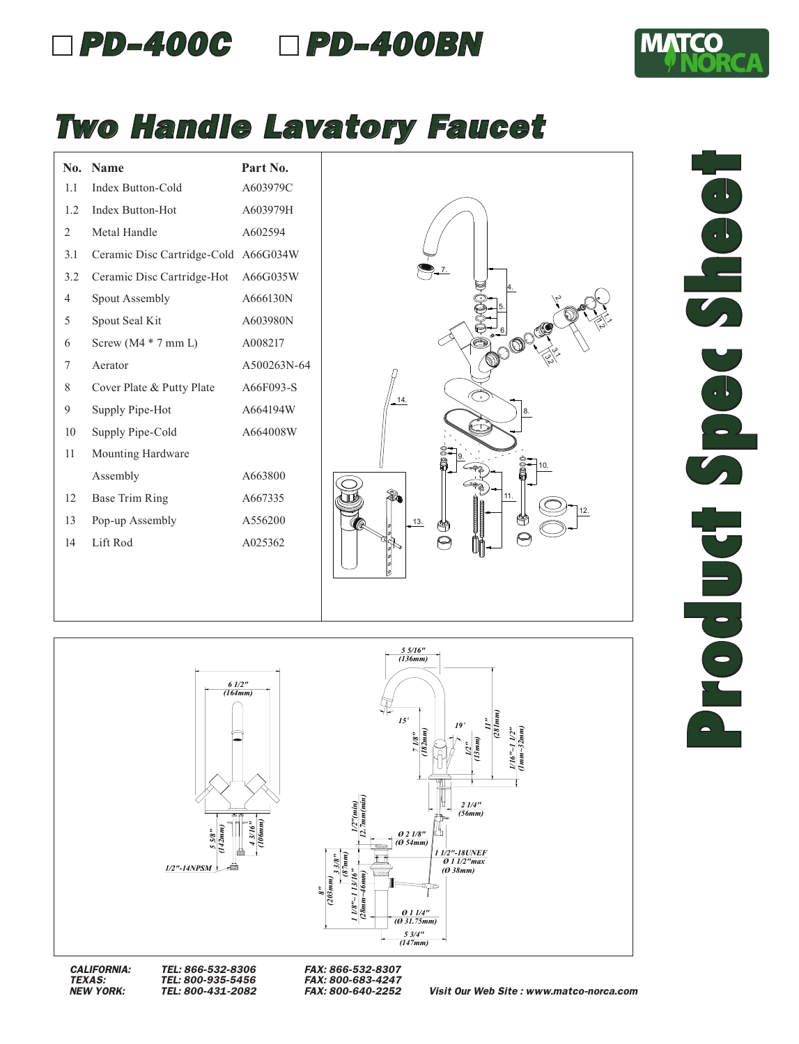# ☐ PD-400C ☐ PD-400BN

## Two Handle Lavatory Faucet

Product Spec Sheet

| No. | Name | Part No. |
|---|---|---|
| 1.1 | Index Button-Cold | A603979C |
| 1.2 | Index Button-Hot | A603979H |
| 2 | Metal Handle | A602594 |
| 3.1 | Ceramic Disc Cartridge-Cold | A66G034W |
| 3.2 | Ceramic Disc Cartridge-Hot | A66G035W |
| 4 | Spout Assembly | A666130N |
| 5 | Spout Seal Kit | A603980N |
| 6 | Screw (M4 * 7 mm L) | A008217 |
| 7 | Aerator | A500263N-64 |
| 8 | Cover Plate & Putty Plate | A66F093-S |
| 9 | Supply Pipe-Hot | A664194W |
| 10 | Supply Pipe-Cold | A664008W |
| 11 | Mounting Hardware Assembly | A663800 |
| 12 | Base Trim Ring | A667335 |
| 13 | Pop-up Assembly | A556200 |
| 14 | Lift Rod | A025362 |

6 1/2" (164mm)
5 5/8" (142mm)
4 3/16" (106mm)
1/2"-14NPSM

5 5/16" (136mm)
15°
19°
7 1/8" (182mm)
1/2" (13mm)
11" (281mm)
1/16"-1 1/2" (1mm-32mm)
2 1/4" (56mm)
1/2"(min) 12.7mm(min)
Ø 2 1/8" (Ø 54mm)
1 1/2"-18UNEF
Ø 1 1/2"max (Ø 38mm)
3 3/8" (87mm)
8" (203mm)
1 1/8"-1 13/16" (28mm-46mm)
Ø 1 1/4" (Ø 31.75mm)
5 3/4" (147mm)

| | | |
|---|---|---|
| CALIFORNIA: | TEL: 866-532-8306 | FAX: 866-532-8307 |
| TEXAS: | TEL: 800-935-5456 | FAX: 800-683-4247 |
| NEW YORK: | TEL: 800-431-2082 | FAX: 800-640-2252 |

Visit Our Web Site : www.matco-norca.com